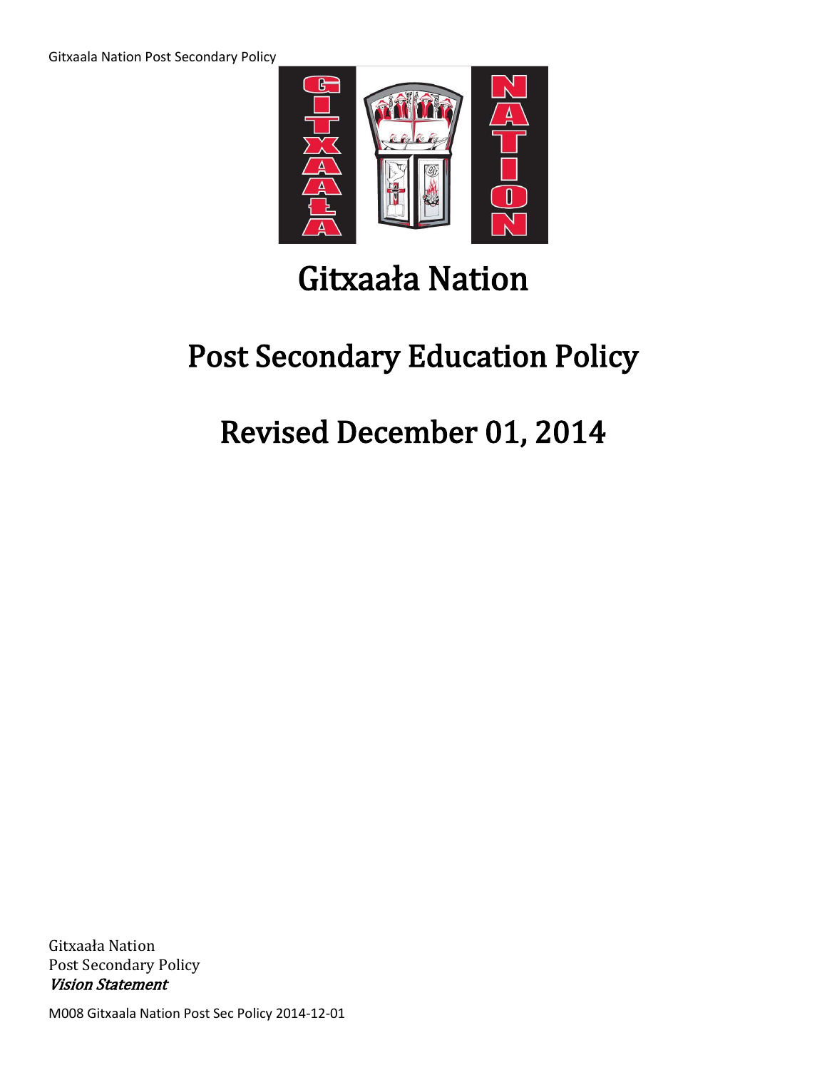# Gitxaała Nation

# Post Secondary Education Policy

# Revised December 01, 2014

Gitxaała Nation
Post Secondary Policy
***Vision Statement***

M008 Gitxaala Nation Post Sec Policy 2014-12-01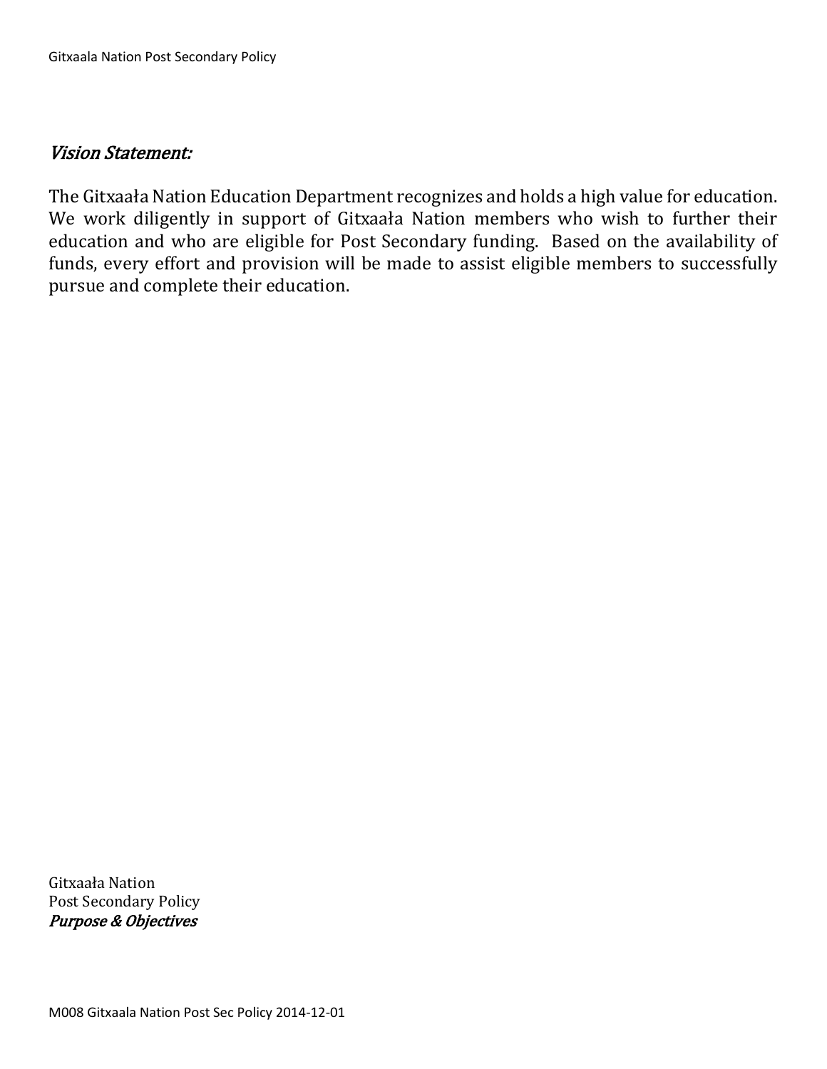*Vision Statement:*

The Gitxaała Nation Education Department recognizes and holds a high value for education. We work diligently in support of Gitxaała Nation members who wish to further their education and who are eligible for Post Secondary funding. Based on the availability of funds, every effort and provision will be made to assist eligible members to successfully pursue and complete their education.

Gitxaała Nation
Post Secondary Policy
*Purpose & Objectives*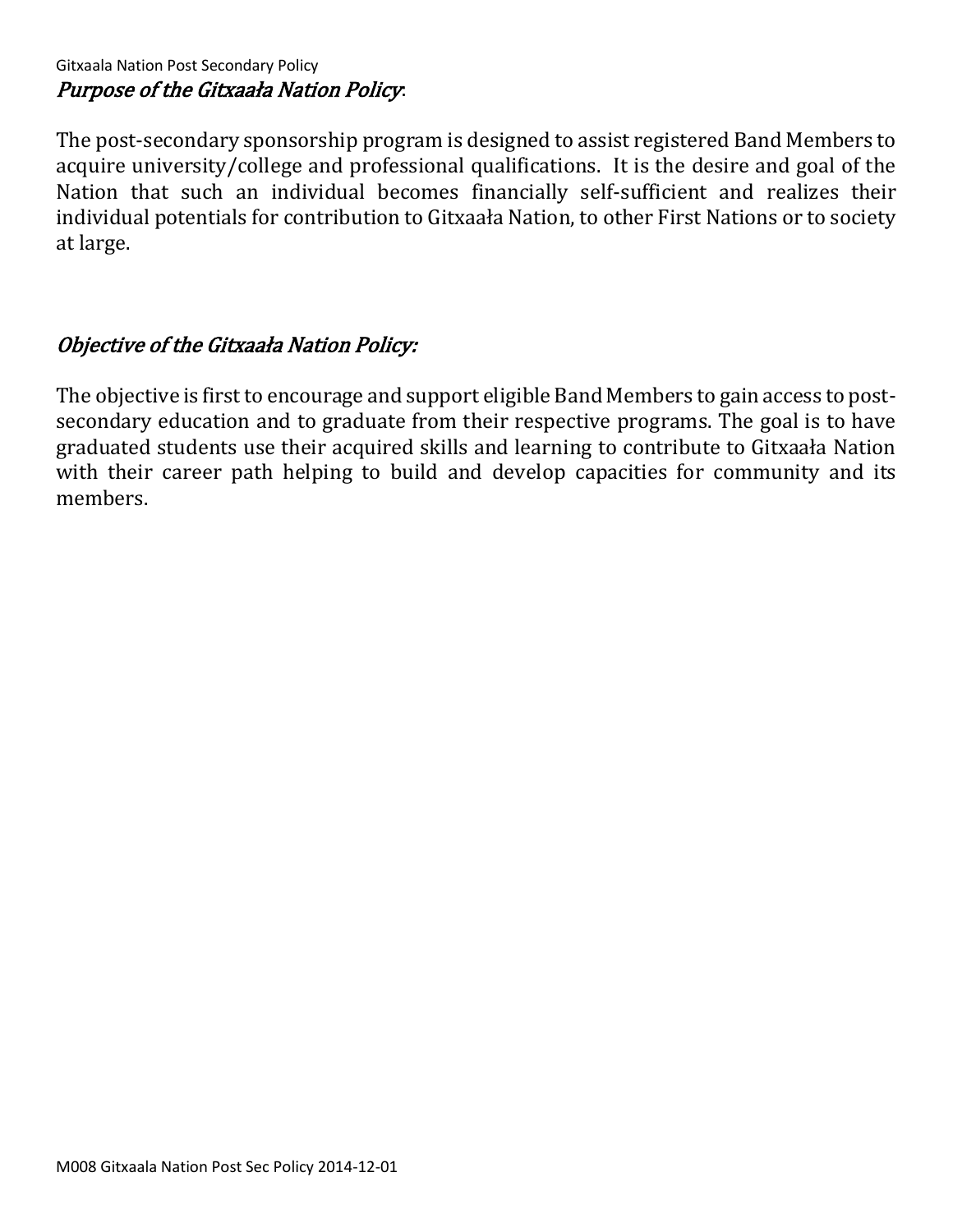## *Purpose of the Gitxaała Nation Policy*:

The post-secondary sponsorship program is designed to assist registered Band Members to acquire university/college and professional qualifications. It is the desire and goal of the Nation that such an individual becomes financially self-sufficient and realizes their individual potentials for contribution to Gitxaała Nation, to other First Nations or to society at large.

## *Objective of the Gitxaała Nation Policy:*

The objective is first to encourage and support eligible Band Members to gain access to post-secondary education and to graduate from their respective programs. The goal is to have graduated students use their acquired skills and learning to contribute to Gitxaała Nation with their career path helping to build and develop capacities for community and its members.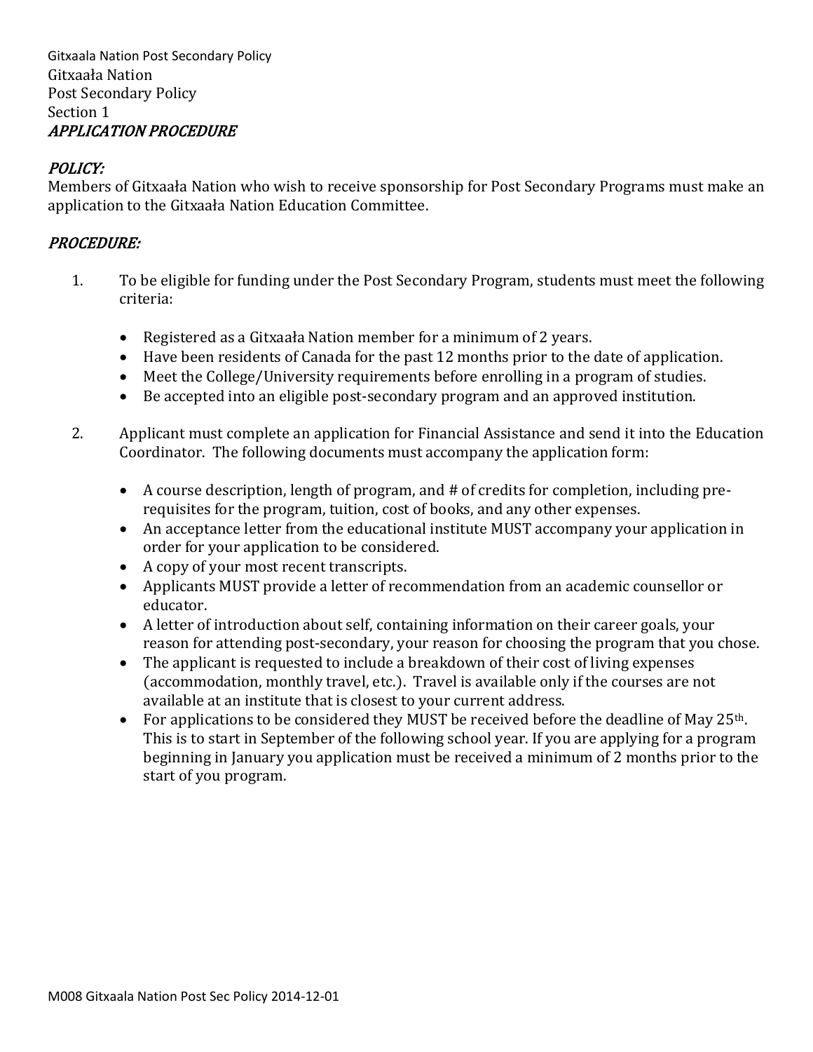Gitxaała Nation
Post Secondary Policy
Section 1
*APPLICATION PROCEDURE*

*POLICY:*
Members of Gitxaała Nation who wish to receive sponsorship for Post Secondary Programs must make an application to the Gitxaała Nation Education Committee.

*PROCEDURE:*

1. To be eligible for funding under the Post Secondary Program, students must meet the following criteria:

   - Registered as a Gitxaała Nation member for a minimum of 2 years.
   - Have been residents of Canada for the past 12 months prior to the date of application.
   - Meet the College/University requirements before enrolling in a program of studies.
   - Be accepted into an eligible post-secondary program and an approved institution.

2. Applicant must complete an application for Financial Assistance and send it into the Education Coordinator. The following documents must accompany the application form:

   - A course description, length of program, and # of credits for completion, including pre-requisites for the program, tuition, cost of books, and any other expenses.
   - An acceptance letter from the educational institute MUST accompany your application in order for your application to be considered.
   - A copy of your most recent transcripts.
   - Applicants MUST provide a letter of recommendation from an academic counsellor or educator.
   - A letter of introduction about self, containing information on their career goals, your reason for attending post-secondary, your reason for choosing the program that you chose.
   - The applicant is requested to include a breakdown of their cost of living expenses (accommodation, monthly travel, etc.). Travel is available only if the courses are not available at an institute that is closest to your current address.
   - For applications to be considered they MUST be received before the deadline of May 25th. This is to start in September of the following school year. If you are applying for a program beginning in January you application must be received a minimum of 2 months prior to the start of you program.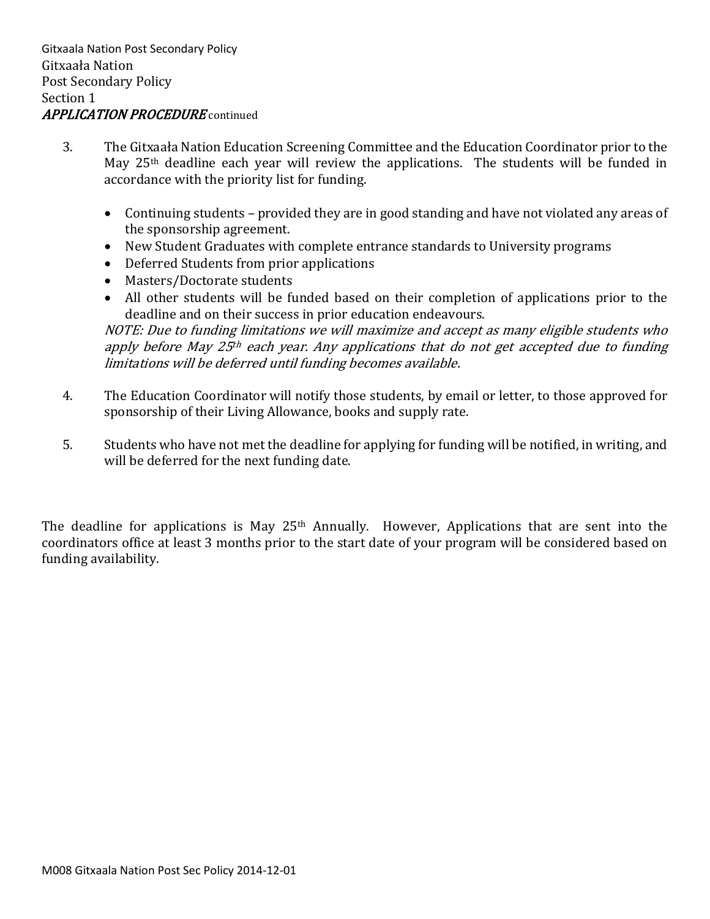Gitxaała Nation
Post Secondary Policy
Section 1
***APPLICATION PROCEDURE*** continued

3. The Gitxaała Nation Education Screening Committee and the Education Coordinator prior to the May 25th deadline each year will review the applications. The students will be funded in accordance with the priority list for funding.

   - Continuing students – provided they are in good standing and have not violated any areas of the sponsorship agreement.
   - New Student Graduates with complete entrance standards to University programs
   - Deferred Students from prior applications
   - Masters/Doctorate students
   - All other students will be funded based on their completion of applications prior to the deadline and on their success in prior education endeavours.

   *NOTE: Due to funding limitations we will maximize and accept as many eligible students who apply before May 25th each year. Any applications that do not get accepted due to funding limitations will be deferred until funding becomes available.*

4. The Education Coordinator will notify those students, by email or letter, to those approved for sponsorship of their Living Allowance, books and supply rate.

5. Students who have not met the deadline for applying for funding will be notified, in writing, and will be deferred for the next funding date.

The deadline for applications is May 25th Annually. However, Applications that are sent into the coordinators office at least 3 months prior to the start date of your program will be considered based on funding availability.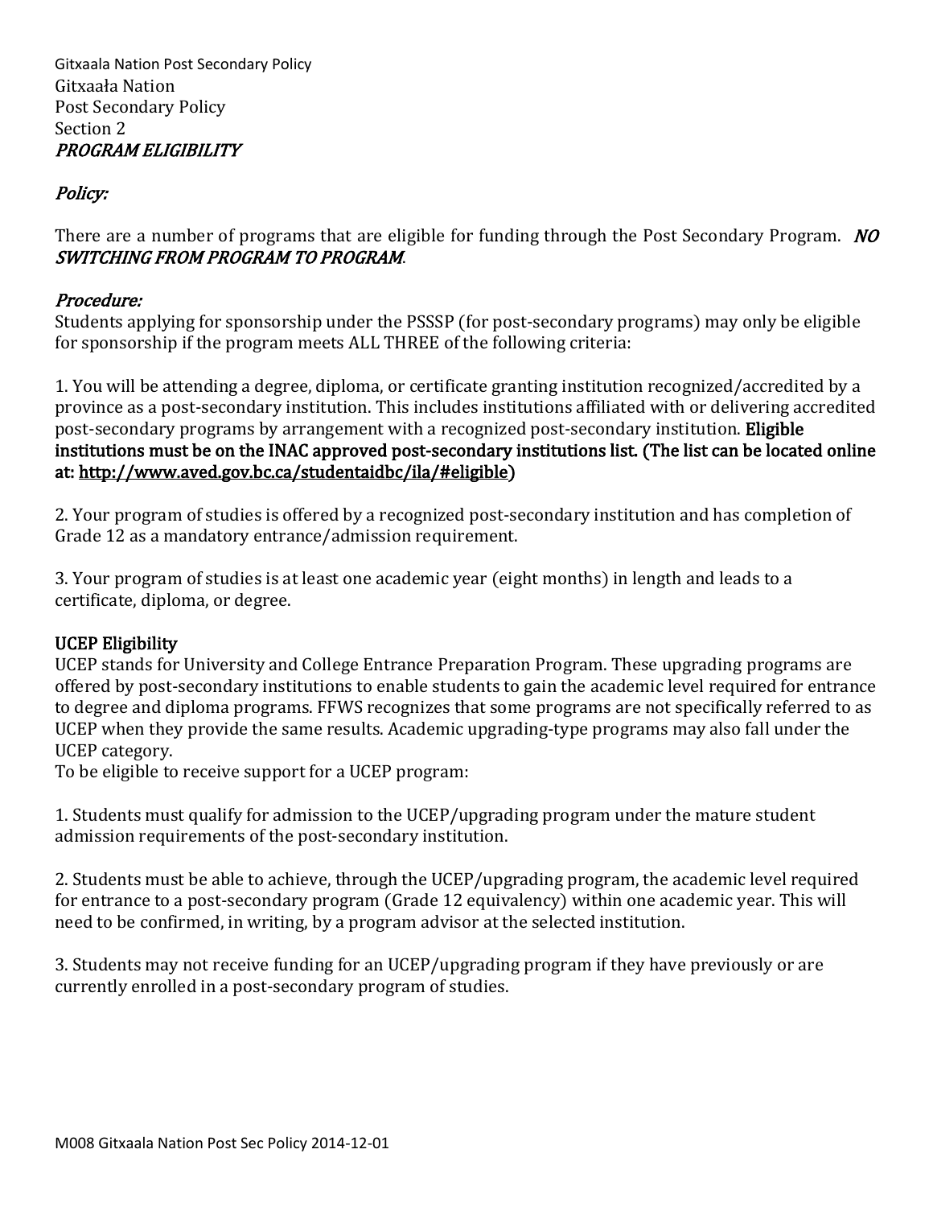Gitxaała Nation
Post Secondary Policy
Section 2
*PROGRAM ELIGIBILITY*

*Policy:*

There are a number of programs that are eligible for funding through the Post Secondary Program. *NO SWITCHING FROM PROGRAM TO PROGRAM*.

*Procedure:*
Students applying for sponsorship under the PSSSP (for post-secondary programs) may only be eligible for sponsorship if the program meets ALL THREE of the following criteria:

1. You will be attending a degree, diploma, or certificate granting institution recognized/accredited by a province as a post-secondary institution. This includes institutions affiliated with or delivering accredited post-secondary programs by arrangement with a recognized post-secondary institution. Eligible institutions must be on the INAC approved post-secondary institutions list. (The list can be located online at: http://www.aved.gov.bc.ca/studentaidbc/ila/#eligible)

2. Your program of studies is offered by a recognized post-secondary institution and has completion of Grade 12 as a mandatory entrance/admission requirement.

3. Your program of studies is at least one academic year (eight months) in length and leads to a certificate, diploma, or degree.

**UCEP Eligibility**
UCEP stands for University and College Entrance Preparation Program. These upgrading programs are offered by post-secondary institutions to enable students to gain the academic level required for entrance to degree and diploma programs. FFWS recognizes that some programs are not specifically referred to as UCEP when they provide the same results. Academic upgrading-type programs may also fall under the UCEP category.
To be eligible to receive support for a UCEP program:

1. Students must qualify for admission to the UCEP/upgrading program under the mature student admission requirements of the post-secondary institution.

2. Students must be able to achieve, through the UCEP/upgrading program, the academic level required for entrance to a post-secondary program (Grade 12 equivalency) within one academic year. This will need to be confirmed, in writing, by a program advisor at the selected institution.

3. Students may not receive funding for an UCEP/upgrading program if they have previously or are currently enrolled in a post-secondary program of studies.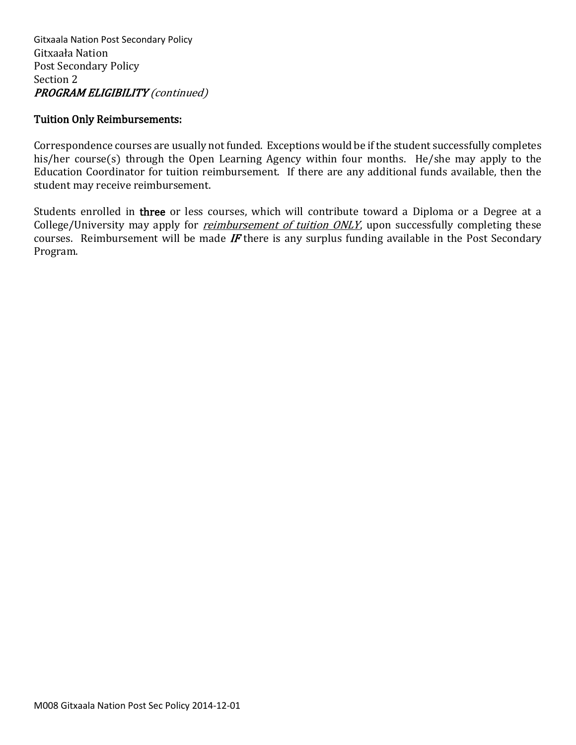Gitxaała Nation
Post Secondary Policy
Section 2
*PROGRAM ELIGIBILITY (continued)*

## Tuition Only Reimbursements:

Correspondence courses are usually not funded. Exceptions would be if the student successfully completes his/her course(s) through the Open Learning Agency within four months. He/she may apply to the Education Coordinator for tuition reimbursement. If there are any additional funds available, then the student may receive reimbursement.

Students enrolled in **three** or less courses, which will contribute toward a Diploma or a Degree at a College/University may apply for ***reimbursement of tuition ONLY***, upon successfully completing these courses. Reimbursement will be made ***IF*** there is any surplus funding available in the Post Secondary Program.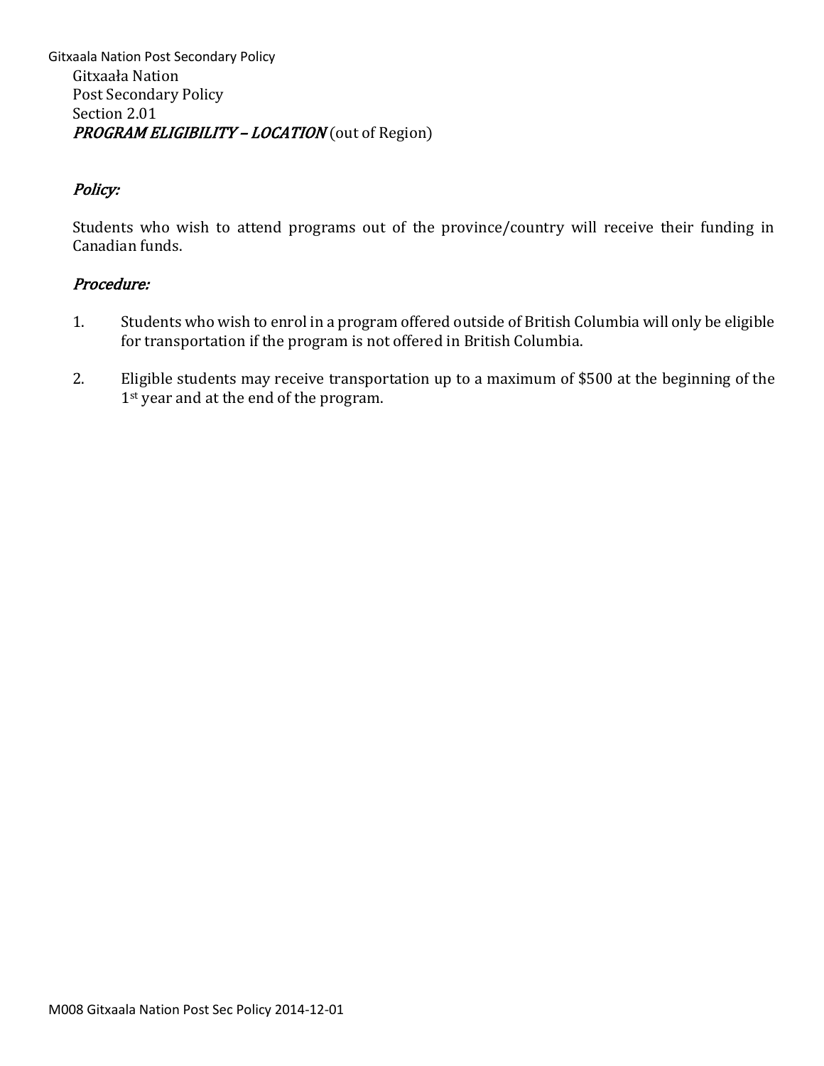Gitxaała Nation
Post Secondary Policy
Section 2.01
***PROGRAM ELIGIBILITY – LOCATION*** (out of Region)

***Policy:***

Students who wish to attend programs out of the province/country will receive their funding in Canadian funds.

***Procedure:***

1. Students who wish to enrol in a program offered outside of British Columbia will only be eligible for transportation if the program is not offered in British Columbia.

2. Eligible students may receive transportation up to a maximum of $500 at the beginning of the 1st year and at the end of the program.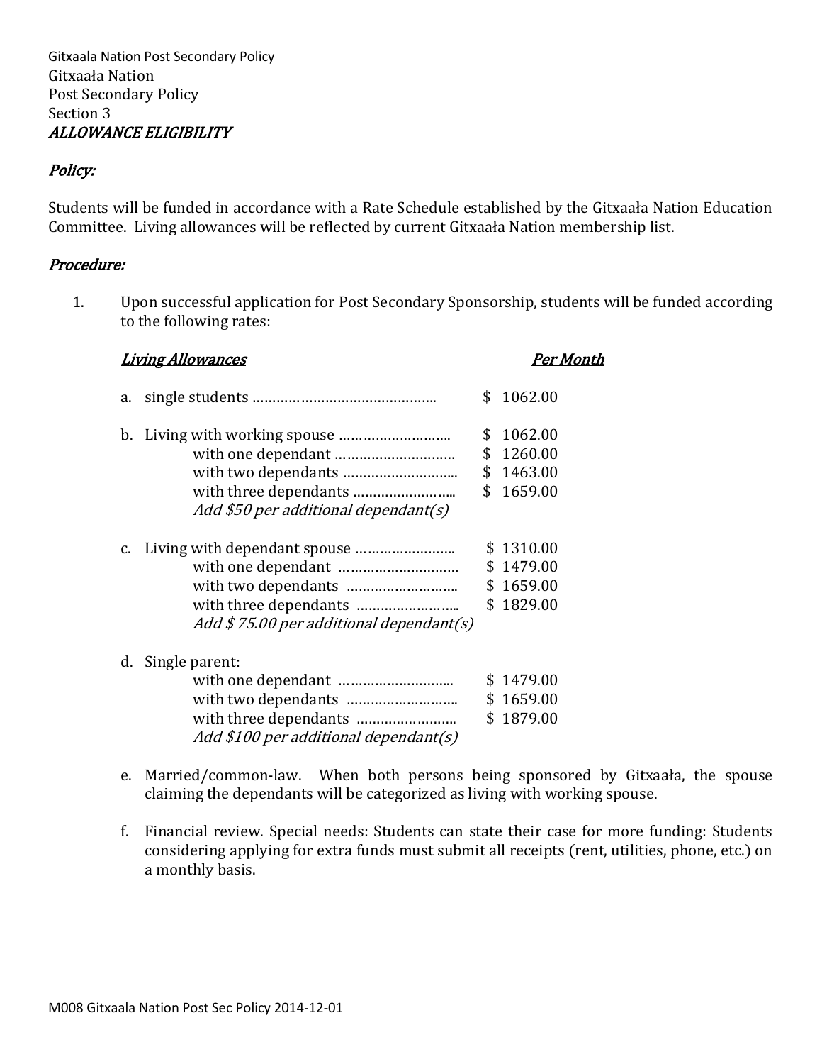Gitxaała Nation
Post Secondary Policy
Section 3
***ALLOWANCE ELIGIBILITY***

***Policy:***

Students will be funded in accordance with a Rate Schedule established by the Gitxaała Nation Education Committee. Living allowances will be reflected by current Gitxaała Nation membership list.

***Procedure:***

1. Upon successful application for Post Secondary Sponsorship, students will be funded according to the following rates:

| ***Living Allowances*** | ***Per Month*** |
|---|---|
| a. single students ……………………………………… | $ 1062.00 |
| b. Living with working spouse ……………………… | $ 1062.00 |
| with one dependant ………………………… | $ 1260.00 |
| with two dependants ……………………….. | $ 1463.00 |
| with three dependants …………………….. | $ 1659.00 |
| *Add $50 per additional dependant(s)* | |
| c. Living with dependant spouse …………………… | $ 1310.00 |
| with one dependant ………………………… | $ 1479.00 |
| with two dependants ……………………… | $ 1659.00 |
| with three dependants …………………….. | $ 1829.00 |
| *Add $ 75.00 per additional dependant(s)* | |
| d. Single parent: | |
| with one dependant ……………………….. | $ 1479.00 |
| with two dependants ……………………… | $ 1659.00 |
| with three dependants …………………… | $ 1879.00 |
| *Add $100 per additional dependant(s)* | |

   e. Married/common-law. When both persons being sponsored by Gitxaała, the spouse claiming the dependants will be categorized as living with working spouse.

   f. Financial review. Special needs: Students can state their case for more funding: Students considering applying for extra funds must submit all receipts (rent, utilities, phone, etc.) on a monthly basis.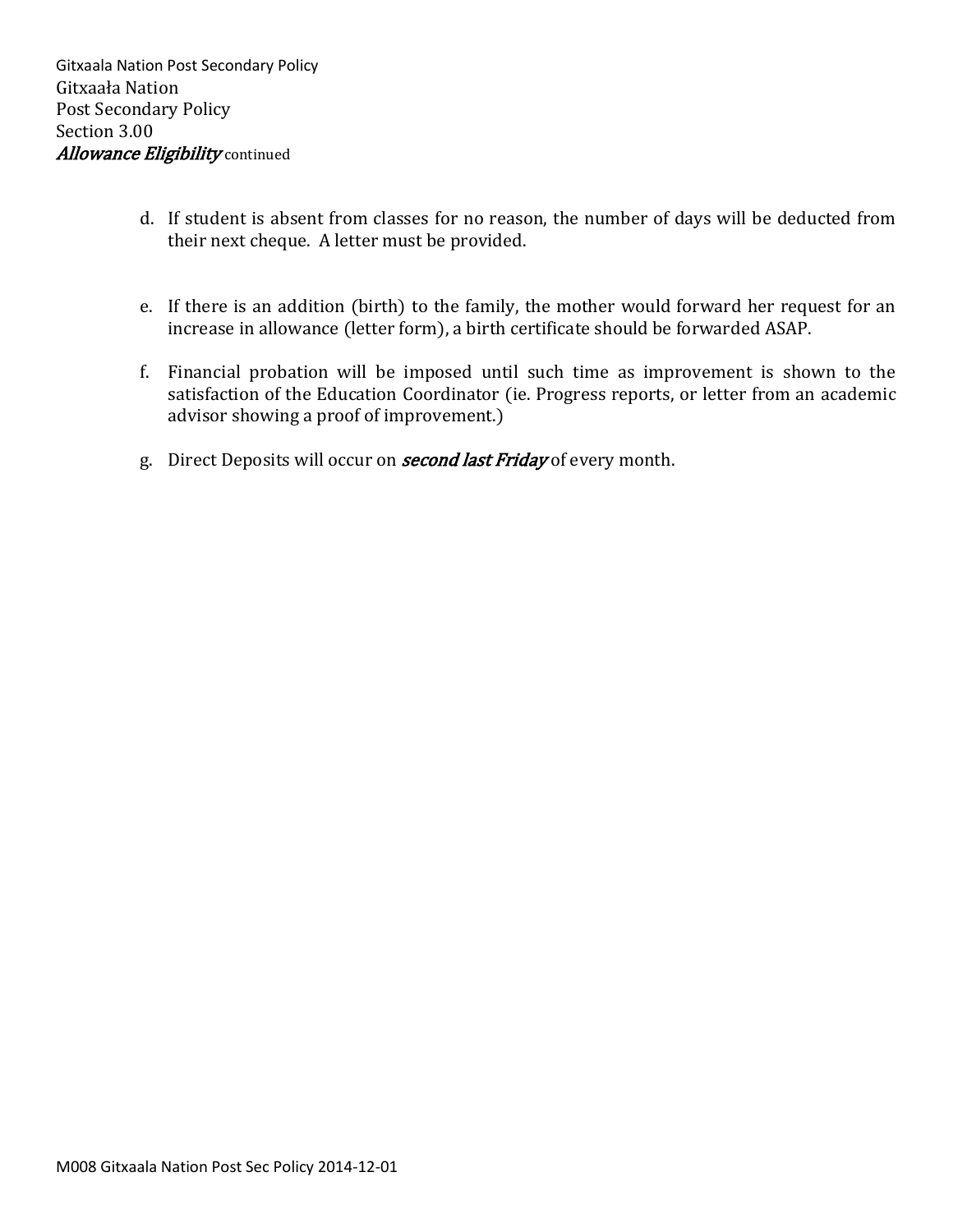Gitxaała Nation
Post Secondary Policy
Section 3.00
***Allowance Eligibility*** continued

d. If student is absent from classes for no reason, the number of days will be deducted from their next cheque. A letter must be provided.

e. If there is an addition (birth) to the family, the mother would forward her request for an increase in allowance (letter form), a birth certificate should be forwarded ASAP.

f. Financial probation will be imposed until such time as improvement is shown to the satisfaction of the Education Coordinator (ie. Progress reports, or letter from an academic advisor showing a proof of improvement.)

g. Direct Deposits will occur on ***second last Friday*** of every month.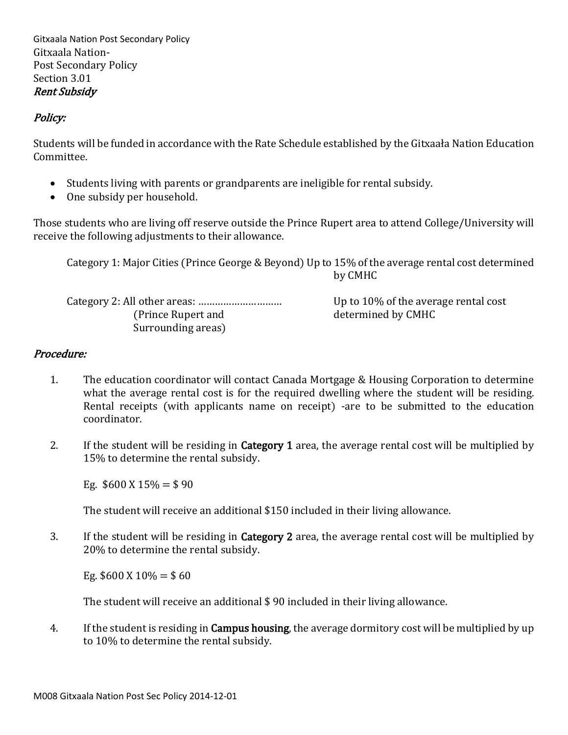Gitxaala Nation-
Post Secondary Policy
Section 3.01
*Rent Subsidy*

*Policy:*

Students will be funded in accordance with the Rate Schedule established by the Gitxaała Nation Education Committee.

- Students living with parents or grandparents are ineligible for rental subsidy.
- One subsidy per household.

Those students who are living off reserve outside the Prince Rupert area to attend College/University will receive the following adjustments to their allowance.

| | |
|---|---|
| Category 1: Major Cities (Prince George & Beyond) | Up to 15% of the average rental cost determined by CMHC |
| Category 2: All other areas: ………………………… (Prince Rupert and Surrounding areas) | Up to 10% of the average rental cost determined by CMHC |

*Procedure:*

1. The education coordinator will contact Canada Mortgage & Housing Corporation to determine what the average rental cost is for the required dwelling where the student will be residing. Rental receipts (with applicants name on receipt) -are to be submitted to the education coordinator.

2. If the student will be residing in **Category 1** area, the average rental cost will be multiplied by 15% to determine the rental subsidy.

   Eg. $600 X 15% = $ 90

   The student will receive an additional $150 included in their living allowance.

3. If the student will be residing in **Category 2** area, the average rental cost will be multiplied by 20% to determine the rental subsidy.

   Eg. $600 X 10% = $ 60

   The student will receive an additional $ 90 included in their living allowance.

4. If the student is residing in **Campus housing**, the average dormitory cost will be multiplied by up to 10% to determine the rental subsidy.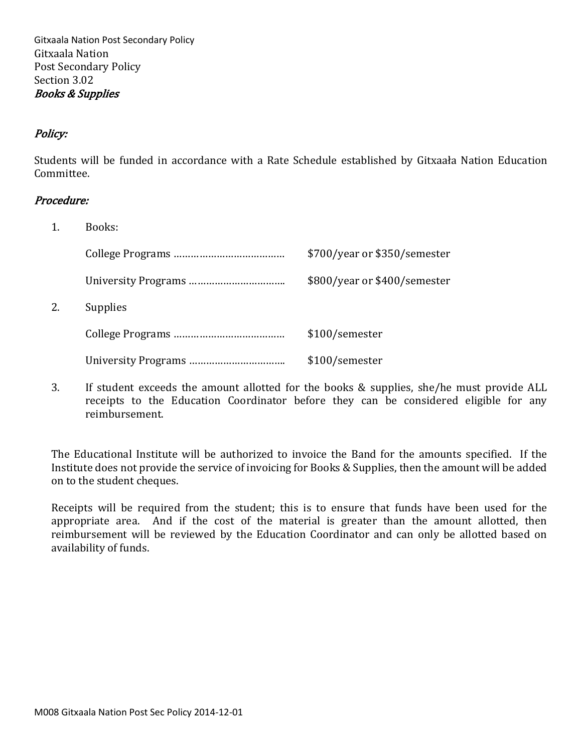Gitxaala Nation
Post Secondary Policy
Section 3.02
***Books & Supplies***

***Policy:***

Students will be funded in accordance with a Rate Schedule established by Gitxaała Nation Education Committee.

***Procedure:***

1. Books:

   College Programs ………………………………… $700/year or $350/semester

   University Programs …………………………… $800/year or $400/semester

2. Supplies

   College Programs ………………………………… $100/semester

   University Programs …………………………… $100/semester

3. If student exceeds the amount allotted for the books & supplies, she/he must provide ALL receipts to the Education Coordinator before they can be considered eligible for any reimbursement.

The Educational Institute will be authorized to invoice the Band for the amounts specified. If the Institute does not provide the service of invoicing for Books & Supplies, then the amount will be added on to the student cheques.

Receipts will be required from the student; this is to ensure that funds have been used for the appropriate area. And if the cost of the material is greater than the amount allotted, then reimbursement will be reviewed by the Education Coordinator and can only be allotted based on availability of funds.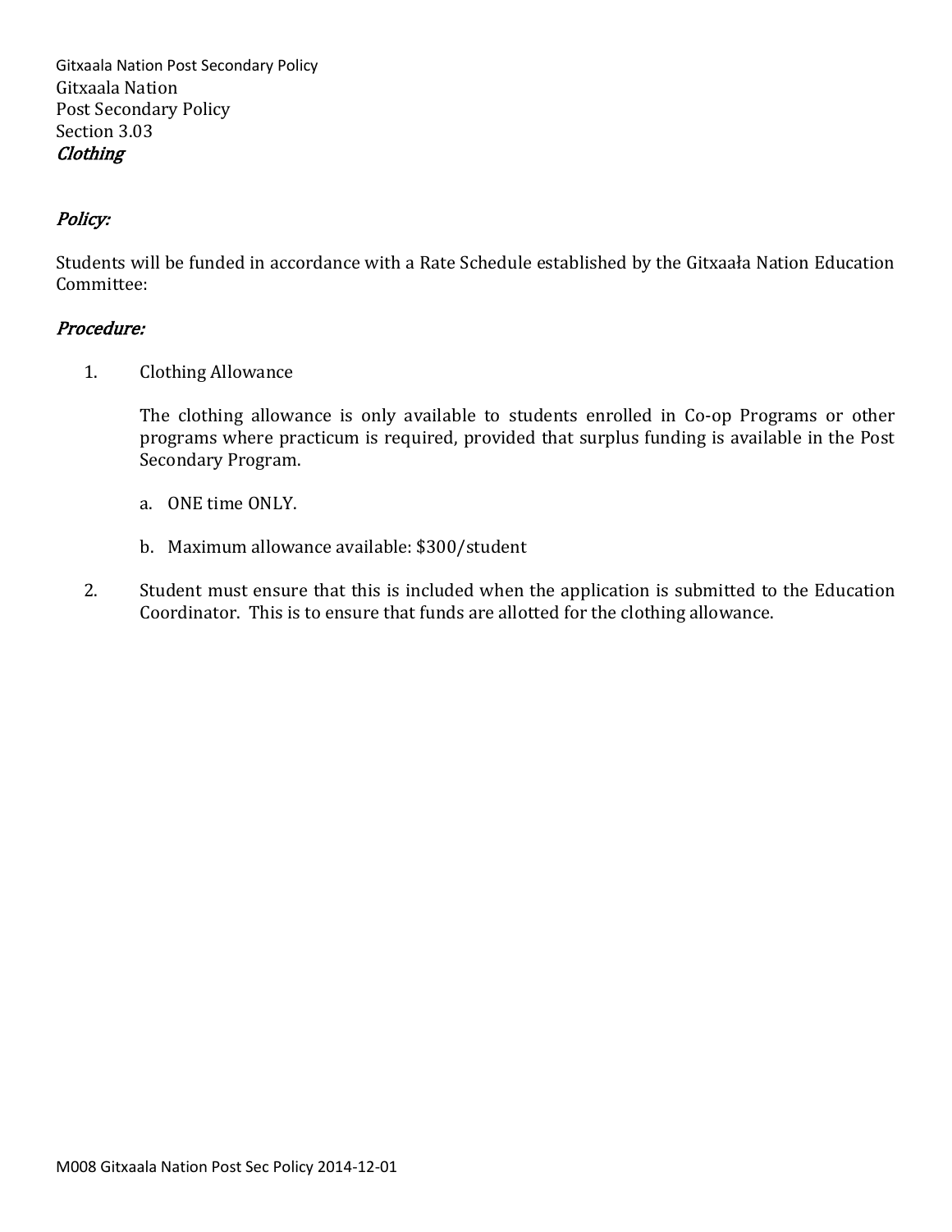Gitxaala Nation
Post Secondary Policy
Section 3.03
*Clothing*

*Policy:*

Students will be funded in accordance with a Rate Schedule established by the Gitxaała Nation Education Committee:

*Procedure:*

1. Clothing Allowance

   The clothing allowance is only available to students enrolled in Co-op Programs or other programs where practicum is required, provided that surplus funding is available in the Post Secondary Program.

   a. ONE time ONLY.

   b. Maximum allowance available: $300/student

2. Student must ensure that this is included when the application is submitted to the Education Coordinator. This is to ensure that funds are allotted for the clothing allowance.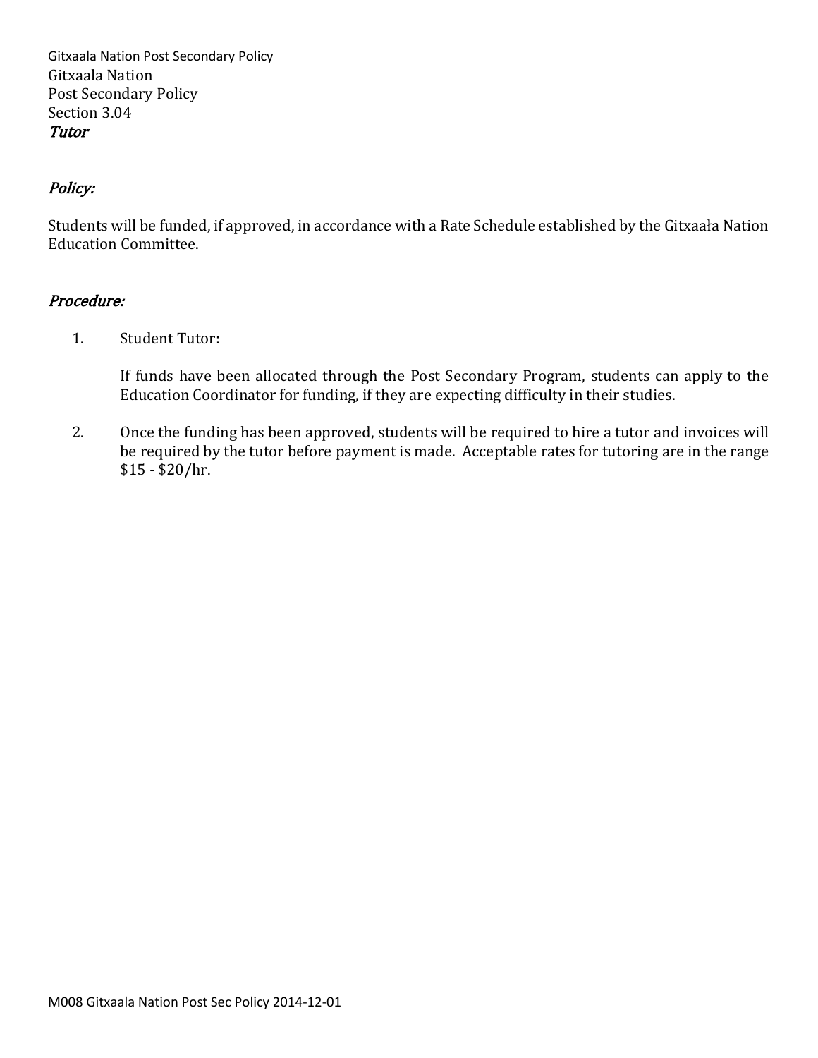Gitxaala Nation
Post Secondary Policy
Section 3.04
***Tutor***

***Policy:***

Students will be funded, if approved, in accordance with a Rate Schedule established by the Gitxaała Nation Education Committee.

***Procedure:***

1. Student Tutor:

   If funds have been allocated through the Post Secondary Program, students can apply to the Education Coordinator for funding, if they are expecting difficulty in their studies.

2. Once the funding has been approved, students will be required to hire a tutor and invoices will be required by the tutor before payment is made. Acceptable rates for tutoring are in the range $15 - $20/hr.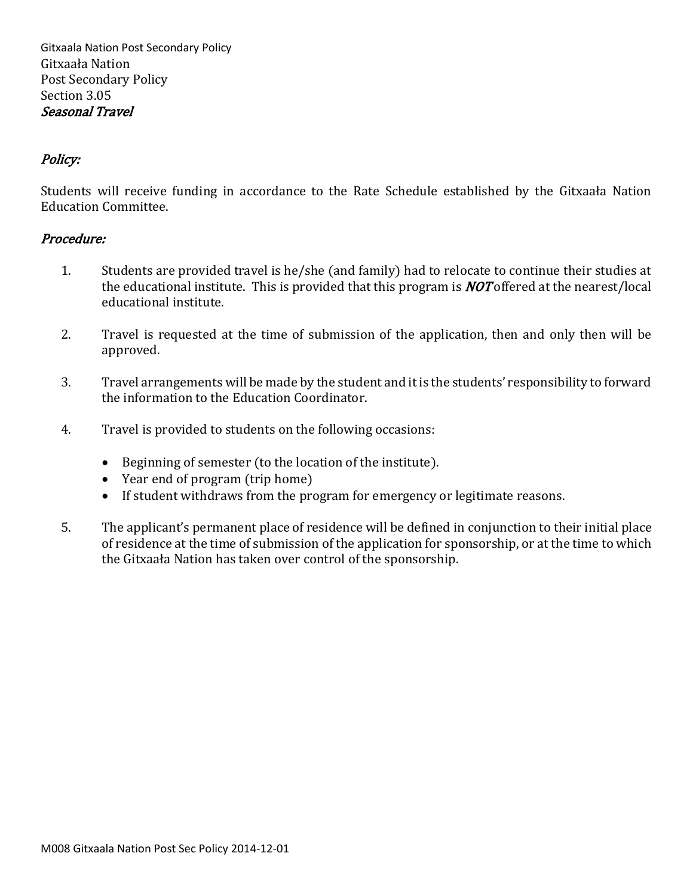Gitxaała Nation
Post Secondary Policy
Section 3.05
*Seasonal Travel*

*Policy:*

Students will receive funding in accordance to the Rate Schedule established by the Gitxaała Nation Education Committee.

*Procedure:*

1. Students are provided travel is he/she (and family) had to relocate to continue their studies at the educational institute. This is provided that this program is ***NOT*** offered at the nearest/local educational institute.

2. Travel is requested at the time of submission of the application, then and only then will be approved.

3. Travel arrangements will be made by the student and it is the students' responsibility to forward the information to the Education Coordinator.

4. Travel is provided to students on the following occasions:

   - Beginning of semester (to the location of the institute).
   - Year end of program (trip home)
   - If student withdraws from the program for emergency or legitimate reasons.

5. The applicant's permanent place of residence will be defined in conjunction to their initial place of residence at the time of submission of the application for sponsorship, or at the time to which the Gitxaała Nation has taken over control of the sponsorship.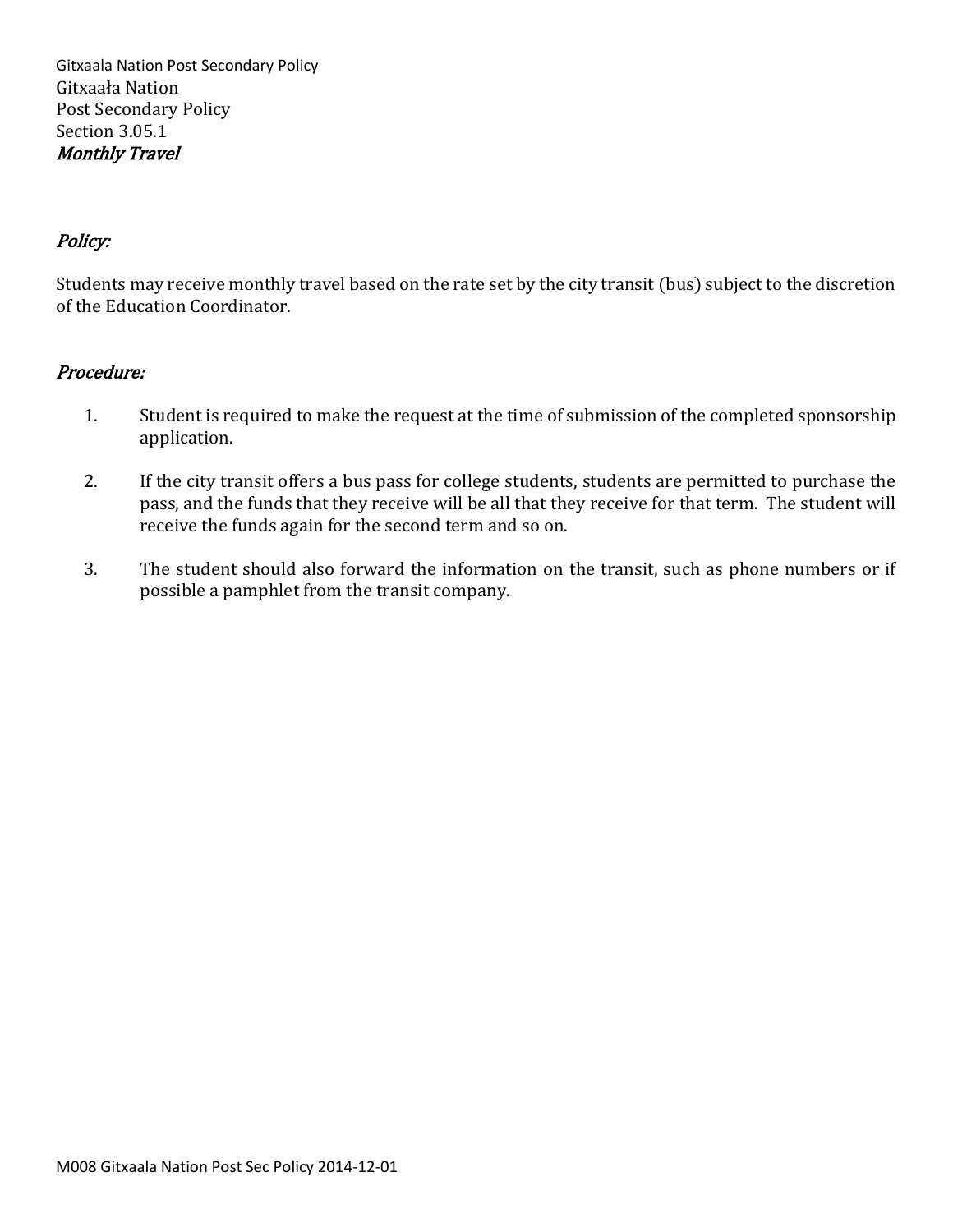Gitxaała Nation
Post Secondary Policy
Section 3.05.1
*Monthly Travel*

*Policy:*

Students may receive monthly travel based on the rate set by the city transit (bus) subject to the discretion of the Education Coordinator.

*Procedure:*

1. Student is required to make the request at the time of submission of the completed sponsorship application.

2. If the city transit offers a bus pass for college students, students are permitted to purchase the pass, and the funds that they receive will be all that they receive for that term. The student will receive the funds again for the second term and so on.

3. The student should also forward the information on the transit, such as phone numbers or if possible a pamphlet from the transit company.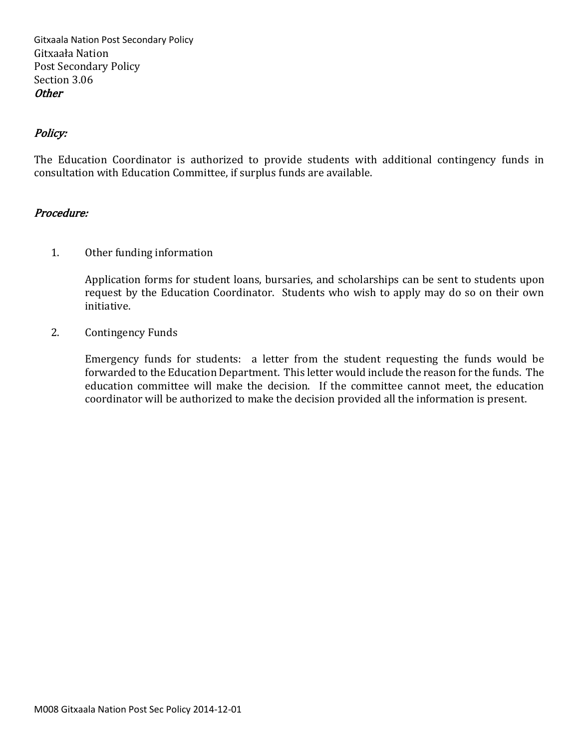Gitxaała Nation
Post Secondary Policy
Section 3.06
*Other*

### *Policy:*

The Education Coordinator is authorized to provide students with additional contingency funds in consultation with Education Committee, if surplus funds are available.

### *Procedure:*

1. Other funding information

   Application forms for student loans, bursaries, and scholarships can be sent to students upon request by the Education Coordinator. Students who wish to apply may do so on their own initiative.

2. Contingency Funds

   Emergency funds for students: a letter from the student requesting the funds would be forwarded to the Education Department. This letter would include the reason for the funds. The education committee will make the decision. If the committee cannot meet, the education coordinator will be authorized to make the decision provided all the information is present.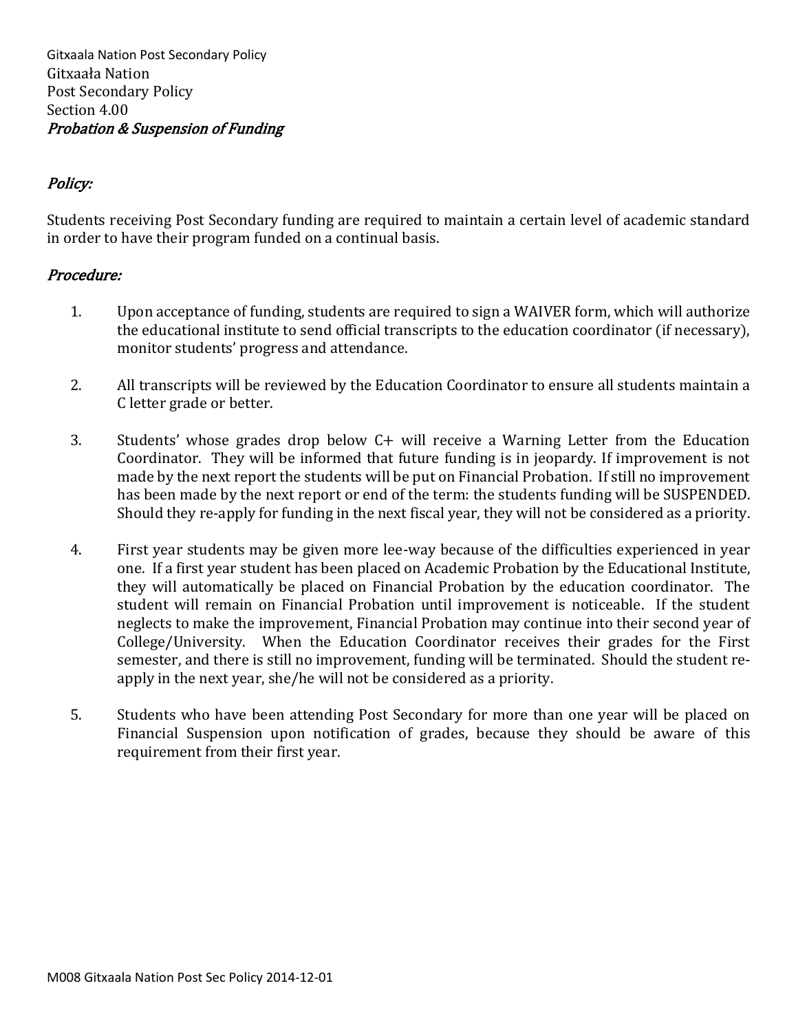Gitxaała Nation
Post Secondary Policy
Section 4.00
*Probation & Suspension of Funding*

## *Policy:*

Students receiving Post Secondary funding are required to maintain a certain level of academic standard in order to have their program funded on a continual basis.

## *Procedure:*

1. Upon acceptance of funding, students are required to sign a WAIVER form, which will authorize the educational institute to send official transcripts to the education coordinator (if necessary), monitor students' progress and attendance.

2. All transcripts will be reviewed by the Education Coordinator to ensure all students maintain a C letter grade or better.

3. Students' whose grades drop below C+ will receive a Warning Letter from the Education Coordinator. They will be informed that future funding is in jeopardy. If improvement is not made by the next report the students will be put on Financial Probation. If still no improvement has been made by the next report or end of the term: the students funding will be SUSPENDED. Should they re-apply for funding in the next fiscal year, they will not be considered as a priority.

4. First year students may be given more lee-way because of the difficulties experienced in year one. If a first year student has been placed on Academic Probation by the Educational Institute, they will automatically be placed on Financial Probation by the education coordinator. The student will remain on Financial Probation until improvement is noticeable. If the student neglects to make the improvement, Financial Probation may continue into their second year of College/University. When the Education Coordinator receives their grades for the First semester, and there is still no improvement, funding will be terminated. Should the student re-apply in the next year, she/he will not be considered as a priority.

5. Students who have been attending Post Secondary for more than one year will be placed on Financial Suspension upon notification of grades, because they should be aware of this requirement from their first year.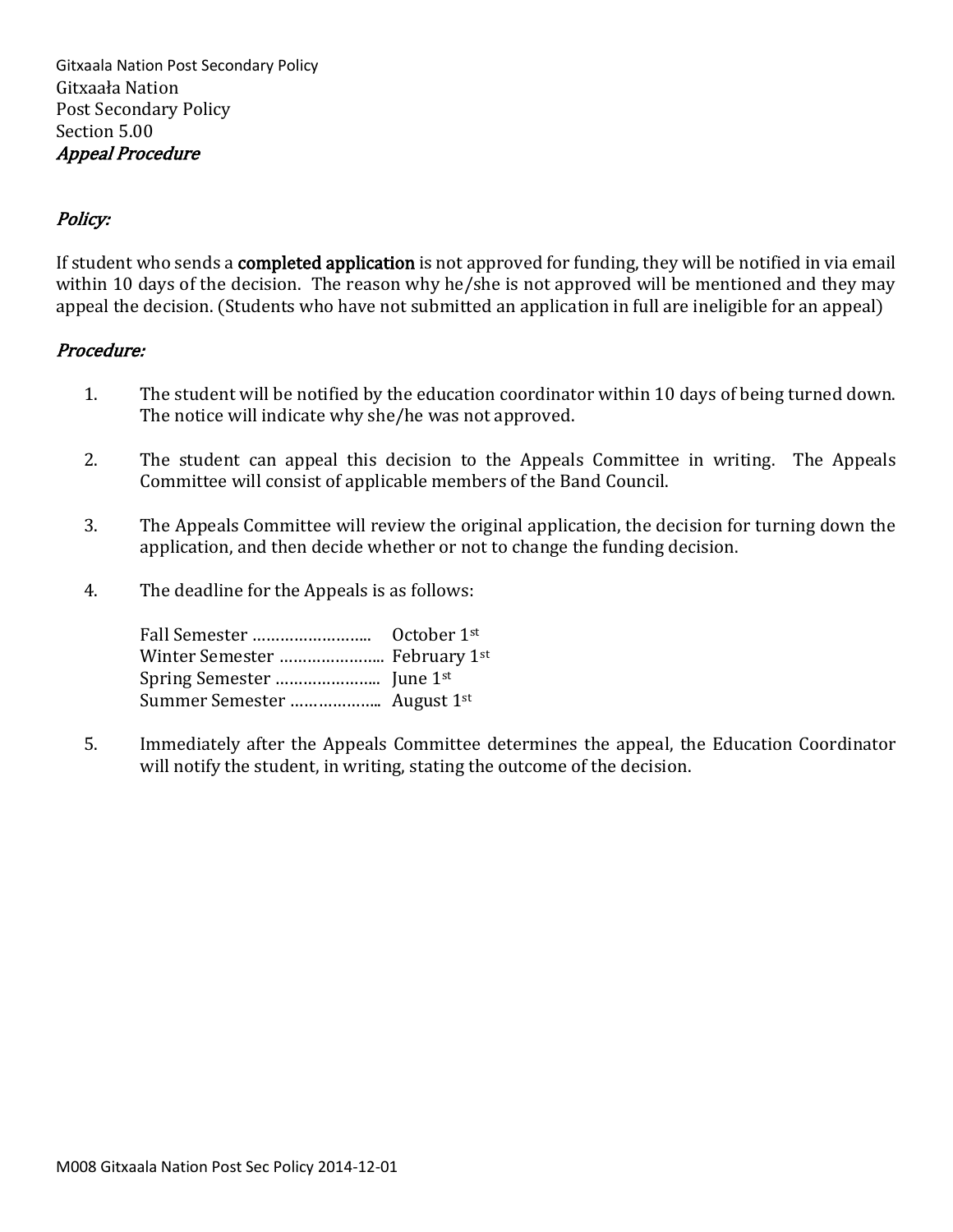Gitxaała Nation
Post Secondary Policy
Section 5.00
*Appeal Procedure*

*Policy:*

If student who sends a **completed application** is not approved for funding, they will be notified in via email within 10 days of the decision. The reason why he/she is not approved will be mentioned and they may appeal the decision. (Students who have not submitted an application in full are ineligible for an appeal)

*Procedure:*

1. The student will be notified by the education coordinator within 10 days of being turned down. The notice will indicate why she/he was not approved.

2. The student can appeal this decision to the Appeals Committee in writing. The Appeals Committee will consist of applicable members of the Band Council.

3. The Appeals Committee will review the original application, the decision for turning down the application, and then decide whether or not to change the funding decision.

4. The deadline for the Appeals is as follows:

   Fall Semester …………………….. October 1st
   Winter Semester ………………….. February 1st
   Spring Semester ………………….. June 1st
   Summer Semester ……………….. August 1st

5. Immediately after the Appeals Committee determines the appeal, the Education Coordinator will notify the student, in writing, stating the outcome of the decision.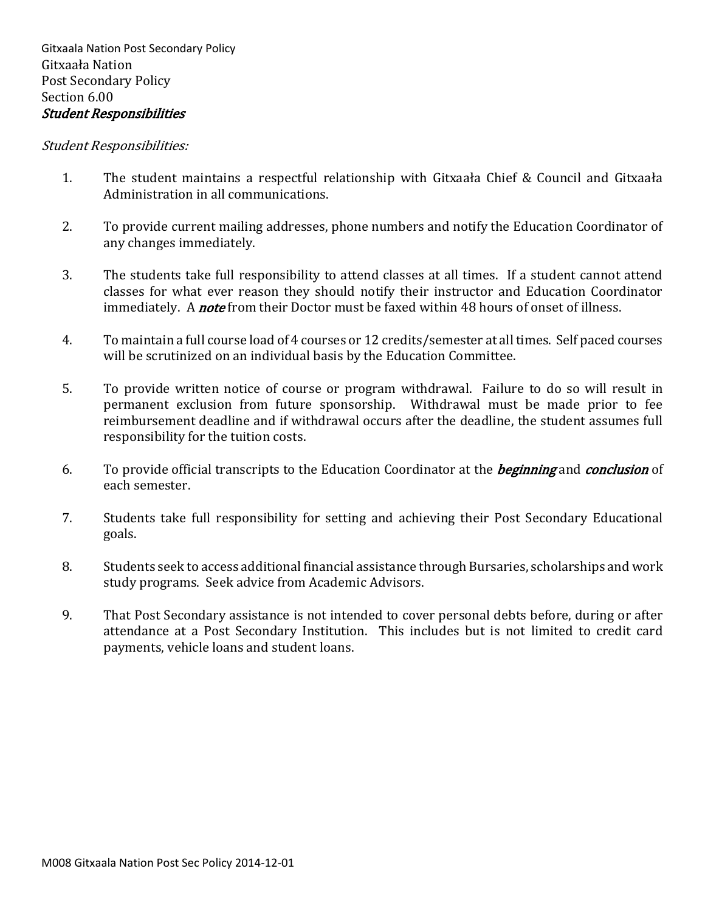Gitxaała Nation
Post Secondary Policy
Section 6.00
***Student Responsibilities***

*Student Responsibilities:*

1. The student maintains a respectful relationship with Gitxaała Chief & Council and Gitxaała Administration in all communications.

2. To provide current mailing addresses, phone numbers and notify the Education Coordinator of any changes immediately.

3. The students take full responsibility to attend classes at all times. If a student cannot attend classes for what ever reason they should notify their instructor and Education Coordinator immediately. A ***note*** from their Doctor must be faxed within 48 hours of onset of illness.

4. To maintain a full course load of 4 courses or 12 credits/semester at all times. Self paced courses will be scrutinized on an individual basis by the Education Committee.

5. To provide written notice of course or program withdrawal. Failure to do so will result in permanent exclusion from future sponsorship. Withdrawal must be made prior to fee reimbursement deadline and if withdrawal occurs after the deadline, the student assumes full responsibility for the tuition costs.

6. To provide official transcripts to the Education Coordinator at the ***beginning*** and ***conclusion*** of each semester.

7. Students take full responsibility for setting and achieving their Post Secondary Educational goals.

8. Students seek to access additional financial assistance through Bursaries, scholarships and work study programs. Seek advice from Academic Advisors.

9. That Post Secondary assistance is not intended to cover personal debts before, during or after attendance at a Post Secondary Institution. This includes but is not limited to credit card payments, vehicle loans and student loans.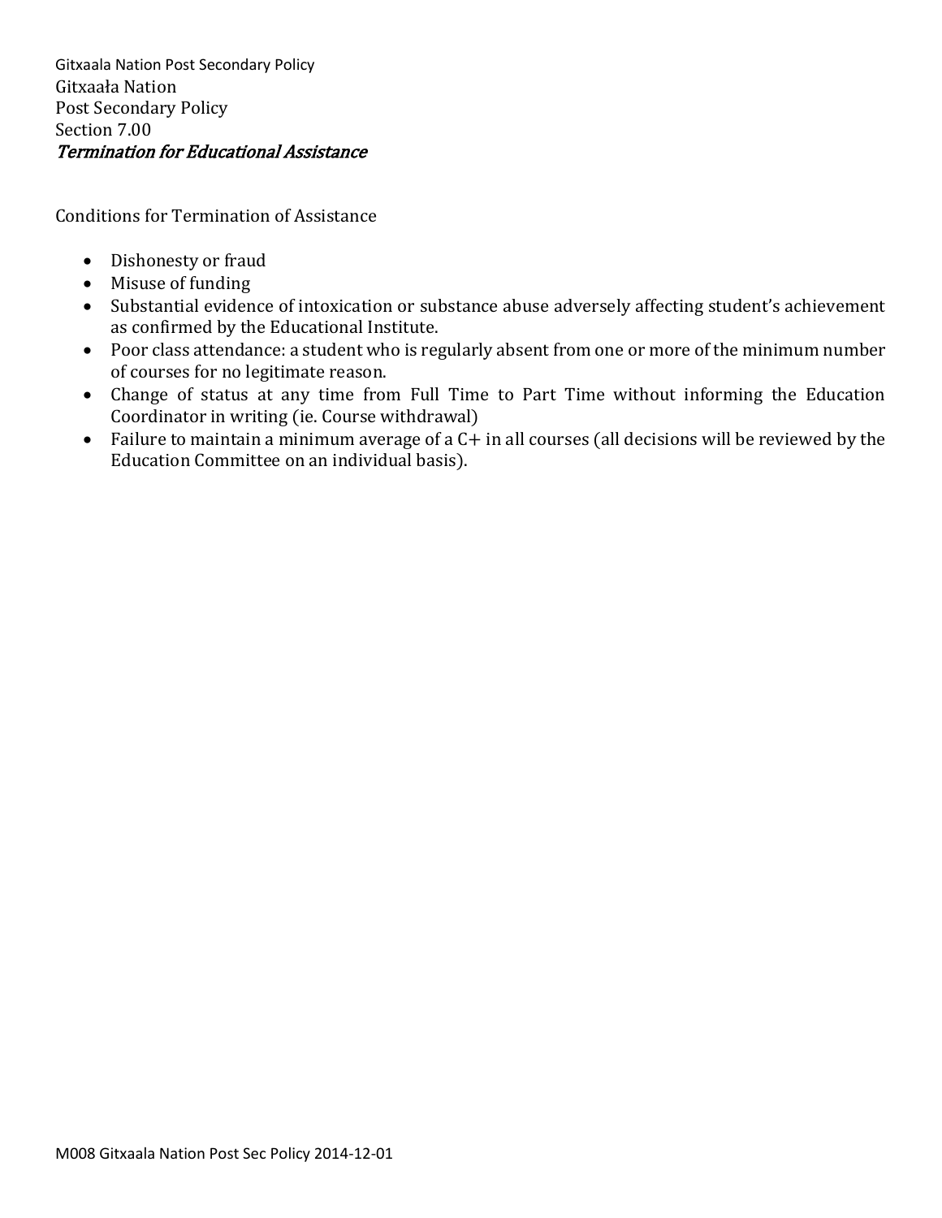Gitxaała Nation
Post Secondary Policy
Section 7.00
*Termination for Educational Assistance*

Conditions for Termination of Assistance

- Dishonesty or fraud
- Misuse of funding
- Substantial evidence of intoxication or substance abuse adversely affecting student's achievement as confirmed by the Educational Institute.
- Poor class attendance: a student who is regularly absent from one or more of the minimum number of courses for no legitimate reason.
- Change of status at any time from Full Time to Part Time without informing the Education Coordinator in writing (ie. Course withdrawal)
- Failure to maintain a minimum average of a C+ in all courses (all decisions will be reviewed by the Education Committee on an individual basis).